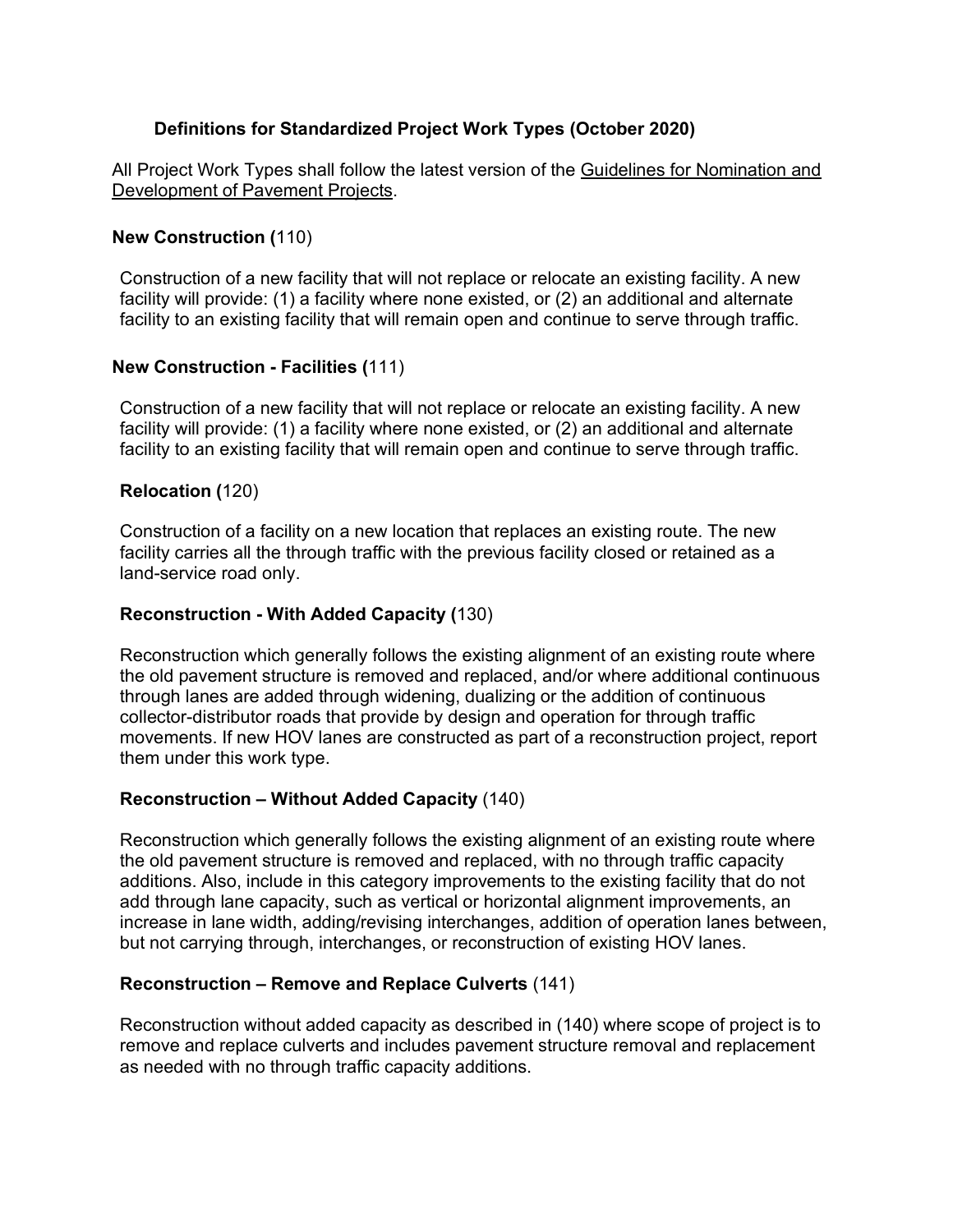# Definitions for Standardized Project Work Types (October 2020)

All Project Work Types shall follow the latest version of the Guidelines for Nomination and Development of Pavement Projects.

### New Construction (110)

Construction of a new facility that will not replace or relocate an existing facility. A new facility will provide: (1) a facility where none existed, or (2) an additional and alternate facility to an existing facility that will remain open and continue to serve through traffic.

### New Construction - Facilities (111)

Construction of a new facility that will not replace or relocate an existing facility. A new facility will provide: (1) a facility where none existed, or (2) an additional and alternate facility to an existing facility that will remain open and continue to serve through traffic.

### Relocation (120)

Construction of a facility on a new location that replaces an existing route. The new facility carries all the through traffic with the previous facility closed or retained as a land-service road only.

### Reconstruction - With Added Capacity (130)

Reconstruction which generally follows the existing alignment of an existing route where the old pavement structure is removed and replaced, and/or where additional continuous through lanes are added through widening, dualizing or the addition of continuous collector-distributor roads that provide by design and operation for through traffic movements. If new HOV lanes are constructed as part of a reconstruction project, report them under this work type.

### Reconstruction – Without Added Capacity (140)

Reconstruction which generally follows the existing alignment of an existing route where the old pavement structure is removed and replaced, with no through traffic capacity additions. Also, include in this category improvements to the existing facility that do not add through lane capacity, such as vertical or horizontal alignment improvements, an increase in lane width, adding/revising interchanges, addition of operation lanes between, but not carrying through, interchanges, or reconstruction of existing HOV lanes.

### Reconstruction – Remove and Replace Culverts (141)

Reconstruction without added capacity as described in (140) where scope of project is to remove and replace culverts and includes pavement structure removal and replacement as needed with no through traffic capacity additions.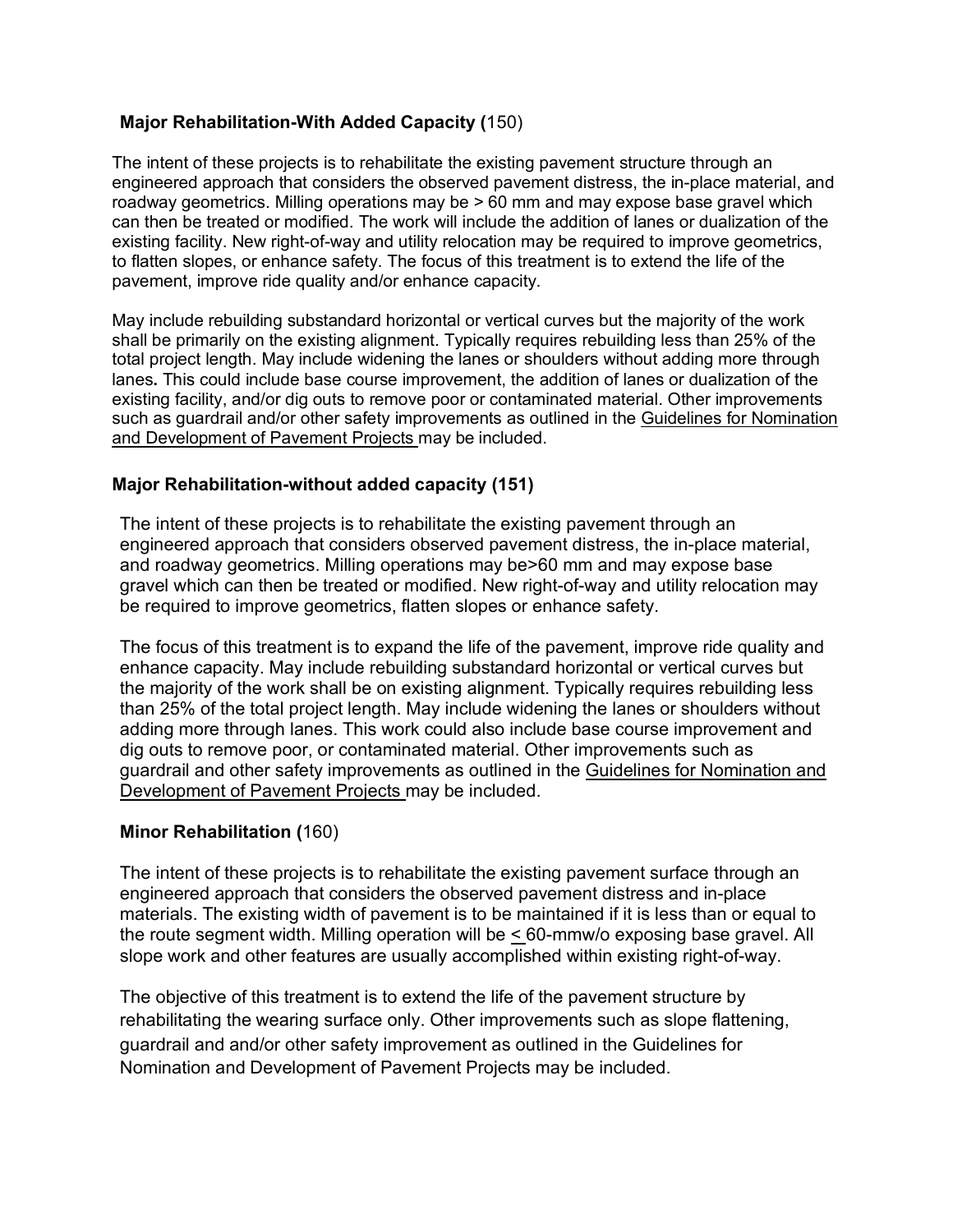### **Major Rehabilitation-With Added Capacity (**150)

The intent of these projects is to rehabilitate the existing pavement structure through an engineered approach that considers the observed pavement distress, the in-place material, and roadway geometrics. Milling operations may be > 60 mm and may expose base gravel which can then be treated or modified. The work will include the addition of lanes or dualization of the existing facility. New right-of-way and utility relocation may be required to improve geometrics, to flatten slopes, or enhance safety. The focus of this treatment is to extend the life of the pavement, improve ride quality and/or enhance capacity.

May include rebuilding substandard horizontal or vertical curves but the majority of the work shall be primarily on the existing alignment. Typically requires rebuilding less than 25% of the total project length. May include widening the lanes or shoulders without adding more through lanes**.** This could include base course improvement, the addition of lanes or dualization of the existing facility, and/or dig outs to remove poor or contaminated material. Other improvements such as guardrail and/or other safety improvements as outlined in the Guidelines for Nomination and Development of Pavement Projects may be included.

### **Major Rehabilitation-without added capacity (151)**

The intent of these projects is to rehabilitate the existing pavement through an engineered approach that considers observed pavement distress, the in-place material, and roadway geometrics. Milling operations may be>60 mm and may expose base gravel which can then be treated or modified. New right-of-way and utility relocation may be required to improve geometrics, flatten slopes or enhance safety.

The focus of this treatment is to expand the life of the pavement, improve ride quality and enhance capacity. May include rebuilding substandard horizontal or vertical curves but the majority of the work shall be on existing alignment. Typically requires rebuilding less than 25% of the total project length. May include widening the lanes or shoulders without adding more through lanes. This work could also include base course improvement and dig outs to remove poor, or contaminated material. Other improvements such as guardrail and other safety improvements as outlined in the Guidelines for Nomination and Development of Pavement Projects may be included.

### **Minor Rehabilitation (**160)

The intent of these projects is to rehabilitate the existing pavement surface through an engineered approach that considers the observed pavement distress and in-place materials. The existing width of pavement is to be maintained if it is less than or equal to the route segment width. Milling operation will be ≤ 60-mmw/o exposing base gravel. All slope work and other features are usually accomplished within existing right-of-way.

The objective of this treatment is to extend the life of the pavement structure by rehabilitating the wearing surface only. Other improvements such as slope flattening, guardrail and and/or other safety improvement as outlined in the Guidelines for Nomination and Development of Pavement Projects may be included.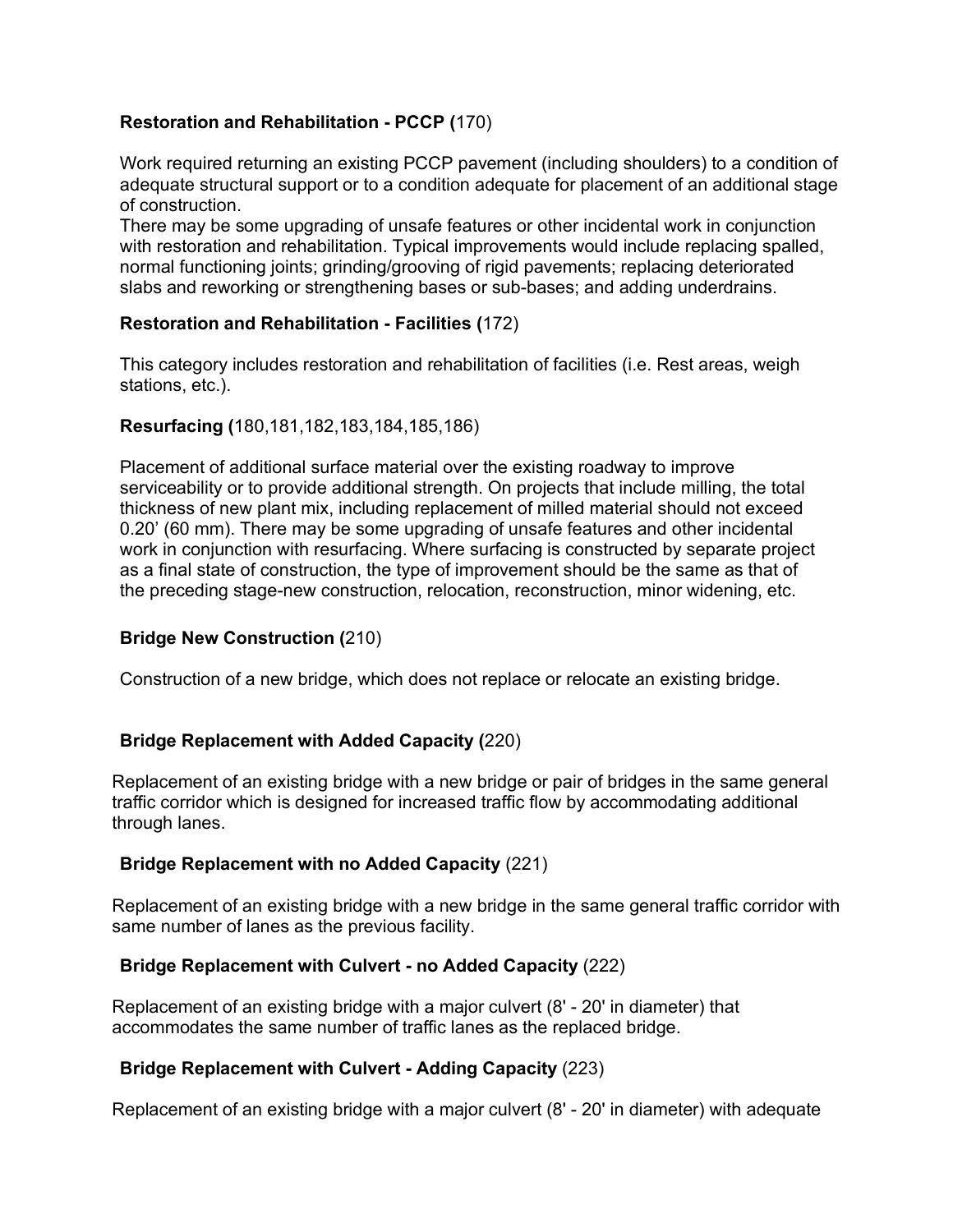**Restoration and Rehabilitation - PCCP (**170)

Work required returning an existing PCCP pavement (including shoulders) to a condition of adequate structural support or to a condition adequate for placement of an additional stage of construction.
There may be some upgrading of unsafe features or other incidental work in conjunction with restoration and rehabilitation. Typical improvements would include replacing spalled, normal functioning joints; grinding/grooving of rigid pavements; replacing deteriorated slabs and reworking or strengthening bases or sub-bases; and adding underdrains.

**Restoration and Rehabilitation - Facilities (**172)

This category includes restoration and rehabilitation of facilities (i.e. Rest areas, weigh stations, etc.).

**Resurfacing (**180,181,182,183,184,185,186)

Placement of additional surface material over the existing roadway to improve serviceability or to provide additional strength. On projects that include milling, the total thickness of new plant mix, including replacement of milled material should not exceed 0.20' (60 mm). There may be some upgrading of unsafe features and other incidental work in conjunction with resurfacing. Where surfacing is constructed by separate project as a final state of construction, the type of improvement should be the same as that of the preceding stage-new construction, relocation, reconstruction, minor widening, etc.

**Bridge New Construction (**210)

Construction of a new bridge, which does not replace or relocate an existing bridge.

**Bridge Replacement with Added Capacity (**220)

Replacement of an existing bridge with a new bridge or pair of bridges in the same general traffic corridor which is designed for increased traffic flow by accommodating additional through lanes.

**Bridge Replacement with no Added Capacity** (221)

Replacement of an existing bridge with a new bridge in the same general traffic corridor with same number of lanes as the previous facility.

**Bridge Replacement with Culvert - no Added Capacity** (222)

Replacement of an existing bridge with a major culvert (8' - 20' in diameter) that accommodates the same number of traffic lanes as the replaced bridge.

**Bridge Replacement with Culvert - Adding Capacity** (223)

Replacement of an existing bridge with a major culvert (8' - 20' in diameter) with adequate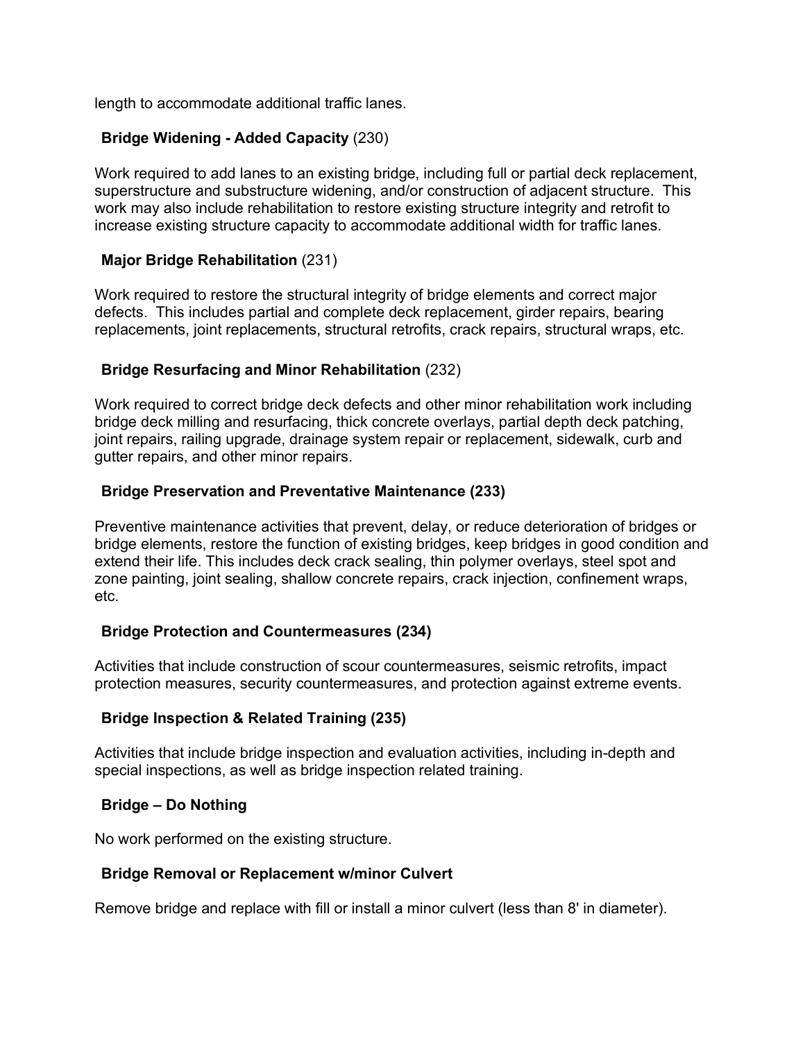length to accommodate additional traffic lanes.

**Bridge Widening - Added Capacity** (230)

Work required to add lanes to an existing bridge, including full or partial deck replacement, superstructure and substructure widening, and/or construction of adjacent structure. This work may also include rehabilitation to restore existing structure integrity and retrofit to increase existing structure capacity to accommodate additional width for traffic lanes.

**Major Bridge Rehabilitation** (231)

Work required to restore the structural integrity of bridge elements and correct major defects. This includes partial and complete deck replacement, girder repairs, bearing replacements, joint replacements, structural retrofits, crack repairs, structural wraps, etc.

**Bridge Resurfacing and Minor Rehabilitation** (232)

Work required to correct bridge deck defects and other minor rehabilitation work including bridge deck milling and resurfacing, thick concrete overlays, partial depth deck patching, joint repairs, railing upgrade, drainage system repair or replacement, sidewalk, curb and gutter repairs, and other minor repairs.

**Bridge Preservation and Preventative Maintenance (233)**

Preventive maintenance activities that prevent, delay, or reduce deterioration of bridges or bridge elements, restore the function of existing bridges, keep bridges in good condition and extend their life. This includes deck crack sealing, thin polymer overlays, steel spot and zone painting, joint sealing, shallow concrete repairs, crack injection, confinement wraps, etc.

**Bridge Protection and Countermeasures (234)**

Activities that include construction of scour countermeasures, seismic retrofits, impact protection measures, security countermeasures, and protection against extreme events.

**Bridge Inspection & Related Training (235)**

Activities that include bridge inspection and evaluation activities, including in-depth and special inspections, as well as bridge inspection related training.

**Bridge – Do Nothing**

No work performed on the existing structure.

**Bridge Removal or Replacement w/minor Culvert**

Remove bridge and replace with fill or install a minor culvert (less than 8' in diameter).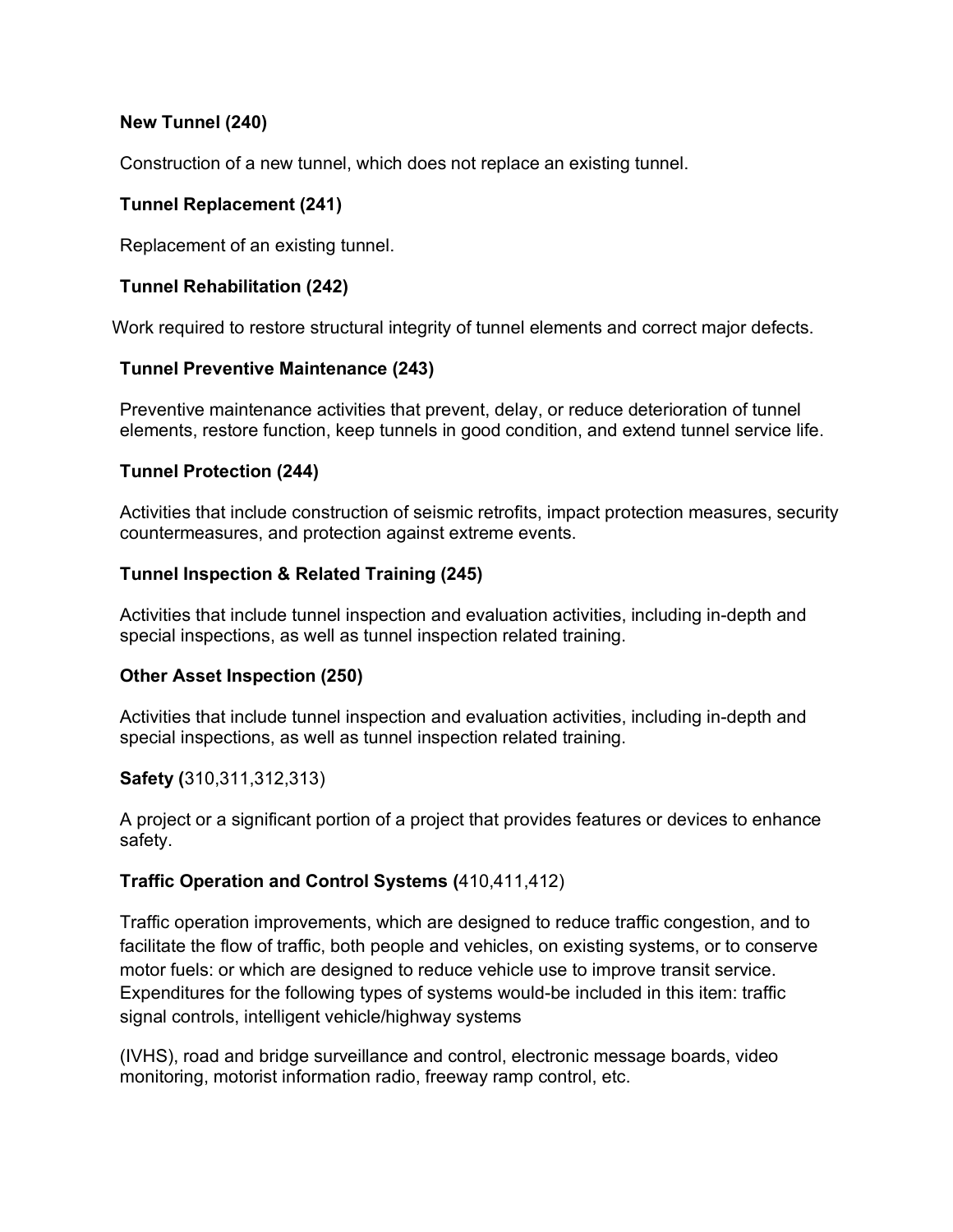**New Tunnel (240)**

Construction of a new tunnel, which does not replace an existing tunnel.

**Tunnel Replacement (241)**

Replacement of an existing tunnel.

**Tunnel Rehabilitation (242)**

Work required to restore structural integrity of tunnel elements and correct major defects.

**Tunnel Preventive Maintenance (243)**

Preventive maintenance activities that prevent, delay, or reduce deterioration of tunnel elements, restore function, keep tunnels in good condition, and extend tunnel service life.

**Tunnel Protection (244)**

Activities that include construction of seismic retrofits, impact protection measures, security countermeasures, and protection against extreme events.

**Tunnel Inspection & Related Training (245)**

Activities that include tunnel inspection and evaluation activities, including in-depth and special inspections, as well as tunnel inspection related training.

**Other Asset Inspection (250)**

Activities that include tunnel inspection and evaluation activities, including in-depth and special inspections, as well as tunnel inspection related training.

**Safety (**310,311,312,313)

A project or a significant portion of a project that provides features or devices to enhance safety.

**Traffic Operation and Control Systems (**410,411,412)

Traffic operation improvements, which are designed to reduce traffic congestion, and to facilitate the flow of traffic, both people and vehicles, on existing systems, or to conserve motor fuels: or which are designed to reduce vehicle use to improve transit service. Expenditures for the following types of systems would-be included in this item: traffic signal controls, intelligent vehicle/highway systems

(IVHS), road and bridge surveillance and control, electronic message boards, video monitoring, motorist information radio, freeway ramp control, etc.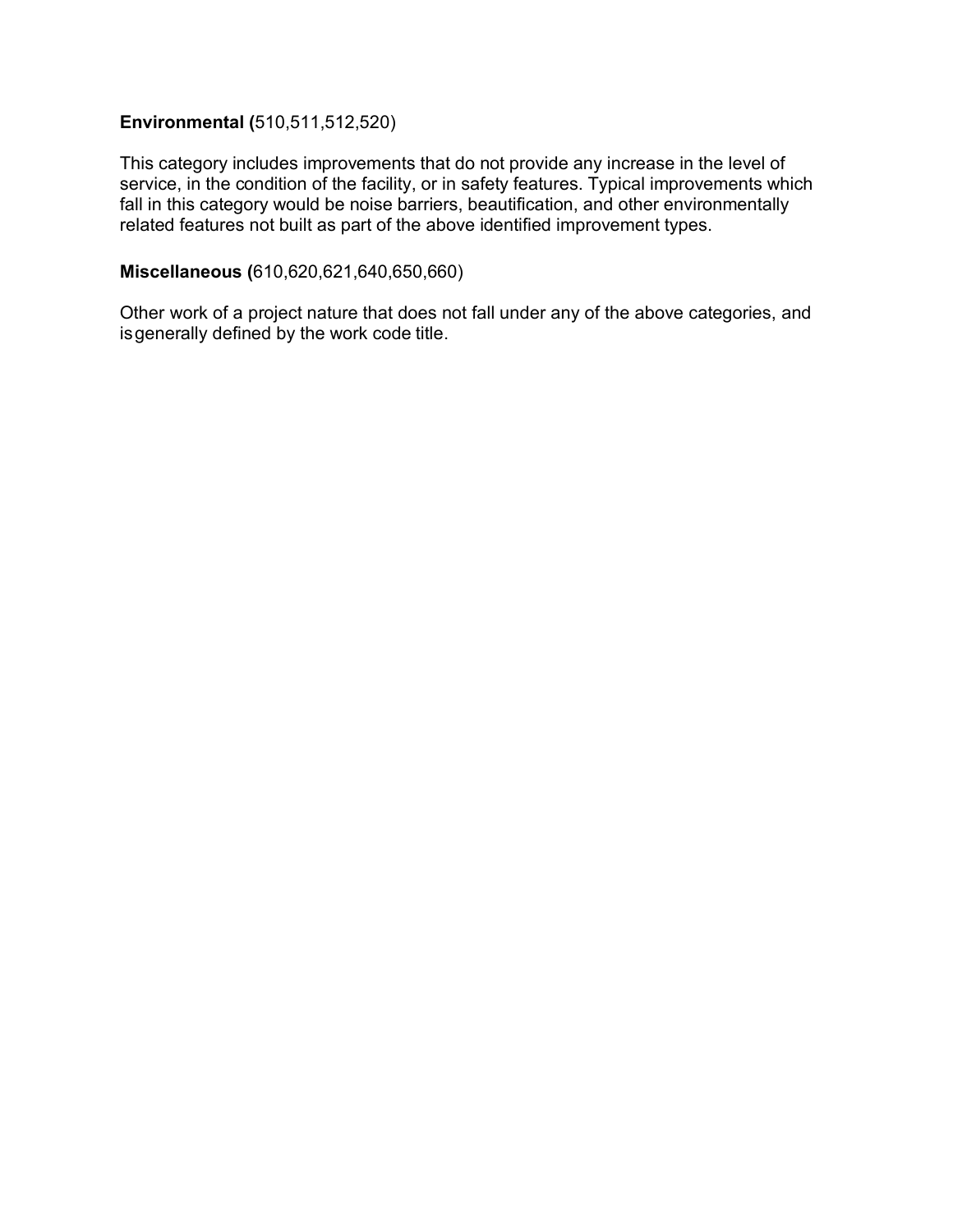**Environmental (**510,511,512,520)

This category includes improvements that do not provide any increase in the level of service, in the condition of the facility, or in safety features. Typical improvements which fall in this category would be noise barriers, beautification, and other environmentally related features not built as part of the above identified improvement types.

**Miscellaneous (**610,620,621,640,650,660)

Other work of a project nature that does not fall under any of the above categories, and is generally defined by the work code title.